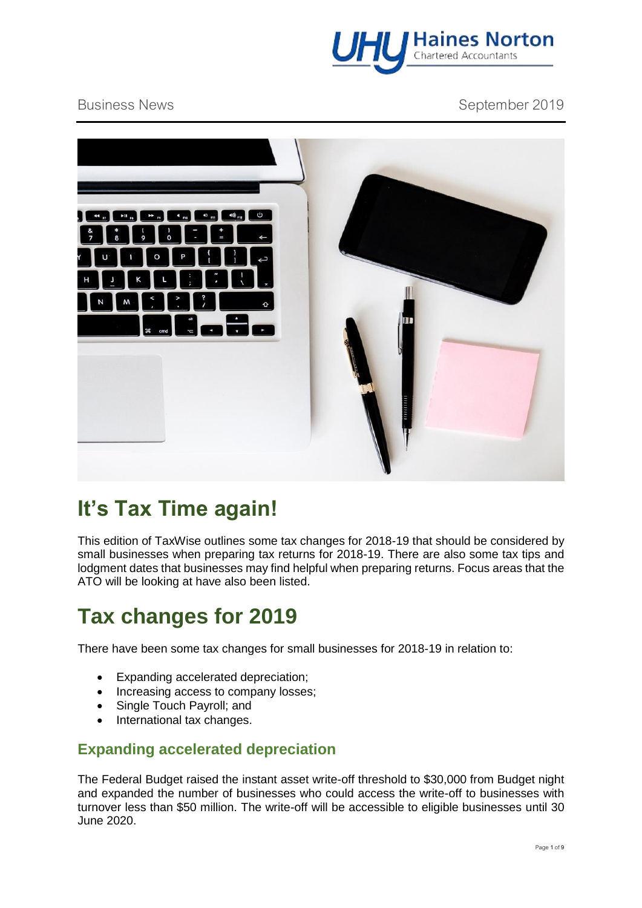Business News September 2019

# It's Tax Time again!

This edition of TaxWise outlines some tax changes for 2018-19 that should be considered by small businesses when preparing tax returns for 2018-19. There are also some tax tips and lodgment dates that businesses may find helpful when preparing returns. Focus areas that the ATO will be looking at have also been listed.

# Tax changes for 2019

There have been some tax changes for small businesses for 2018-19 in relation to:

- Expanding accelerated depreciation;
- Increasing access to company losses;
- Single Touch Payroll; and
- International tax changes.

## Expanding accelerated depreciation

The Federal Budget raised the instant asset write-off threshold to $30,000 from Budget night and expanded the number of businesses who could access the write-off to businesses with turnover less than $50 million. The write-off will be accessible to eligible businesses until 30 June 2020.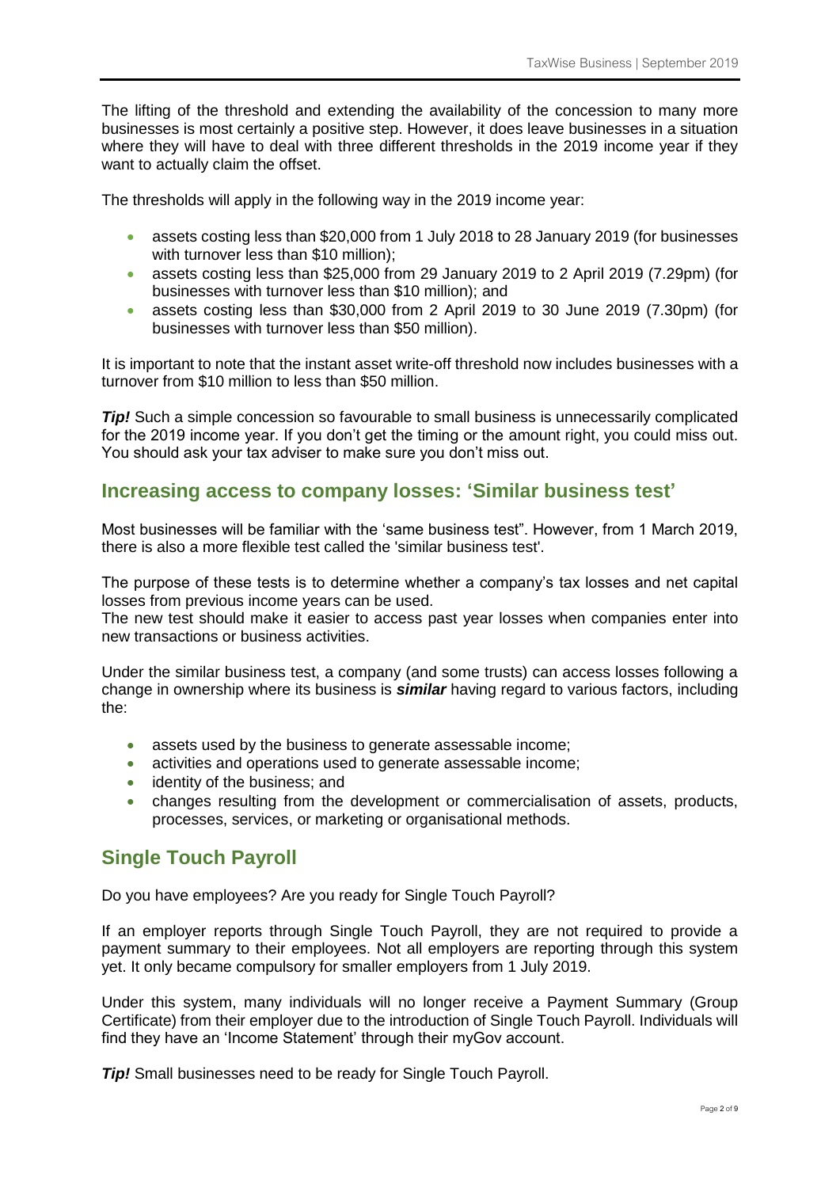The lifting of the threshold and extending the availability of the concession to many more businesses is most certainly a positive step. However, it does leave businesses in a situation where they will have to deal with three different thresholds in the 2019 income year if they want to actually claim the offset.

The thresholds will apply in the following way in the 2019 income year:

- assets costing less than $20,000 from 1 July 2018 to 28 January 2019 (for businesses with turnover less than $10 million);
- assets costing less than $25,000 from 29 January 2019 to 2 April 2019 (7.29pm) (for businesses with turnover less than $10 million); and
- assets costing less than $30,000 from 2 April 2019 to 30 June 2019 (7.30pm) (for businesses with turnover less than $50 million).

It is important to note that the instant asset write-off threshold now includes businesses with a turnover from $10 million to less than $50 million.

***Tip!*** Such a simple concession so favourable to small business is unnecessarily complicated for the 2019 income year. If you don't get the timing or the amount right, you could miss out. You should ask your tax adviser to make sure you don't miss out.

## Increasing access to company losses: 'Similar business test'

Most businesses will be familiar with the 'same business test". However, from 1 March 2019, there is also a more flexible test called the 'similar business test'.

The purpose of these tests is to determine whether a company's tax losses and net capital losses from previous income years can be used.
The new test should make it easier to access past year losses when companies enter into new transactions or business activities.

Under the similar business test, a company (and some trusts) can access losses following a change in ownership where its business is ***similar*** having regard to various factors, including the:

- assets used by the business to generate assessable income;
- activities and operations used to generate assessable income;
- identity of the business; and
- changes resulting from the development or commercialisation of assets, products, processes, services, or marketing or organisational methods.

## Single Touch Payroll

Do you have employees? Are you ready for Single Touch Payroll?

If an employer reports through Single Touch Payroll, they are not required to provide a payment summary to their employees. Not all employers are reporting through this system yet. It only became compulsory for smaller employers from 1 July 2019.

Under this system, many individuals will no longer receive a Payment Summary (Group Certificate) from their employer due to the introduction of Single Touch Payroll. Individuals will find they have an 'Income Statement' through their myGov account.

***Tip!*** Small businesses need to be ready for Single Touch Payroll.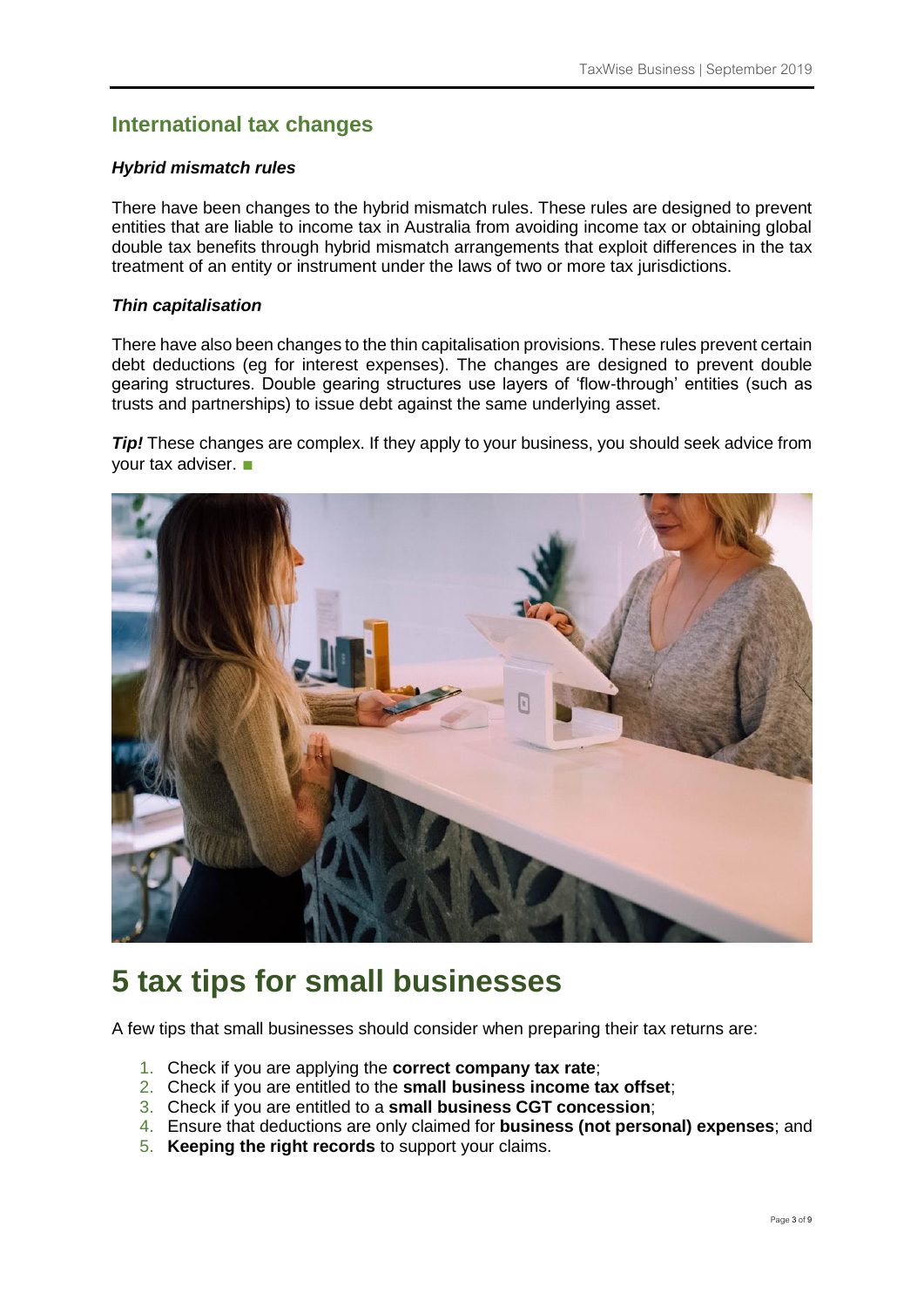## International tax changes

### *Hybrid mismatch rules*

There have been changes to the hybrid mismatch rules. These rules are designed to prevent entities that are liable to income tax in Australia from avoiding income tax or obtaining global double tax benefits through hybrid mismatch arrangements that exploit differences in the tax treatment of an entity or instrument under the laws of two or more tax jurisdictions.

### *Thin capitalisation*

There have also been changes to the thin capitalisation provisions. These rules prevent certain debt deductions (eg for interest expenses). The changes are designed to prevent double gearing structures. Double gearing structures use layers of 'flow-through' entities (such as trusts and partnerships) to issue debt against the same underlying asset.

***Tip!*** These changes are complex. If they apply to your business, you should seek advice from your tax adviser. ■

# 5 tax tips for small businesses

A few tips that small businesses should consider when preparing their tax returns are:

1. Check if you are applying the **correct company tax rate**;
2. Check if you are entitled to the **small business income tax offset**;
3. Check if you are entitled to a **small business CGT concession**;
4. Ensure that deductions are only claimed for **business (not personal) expenses**; and
5. **Keeping the right records** to support your claims.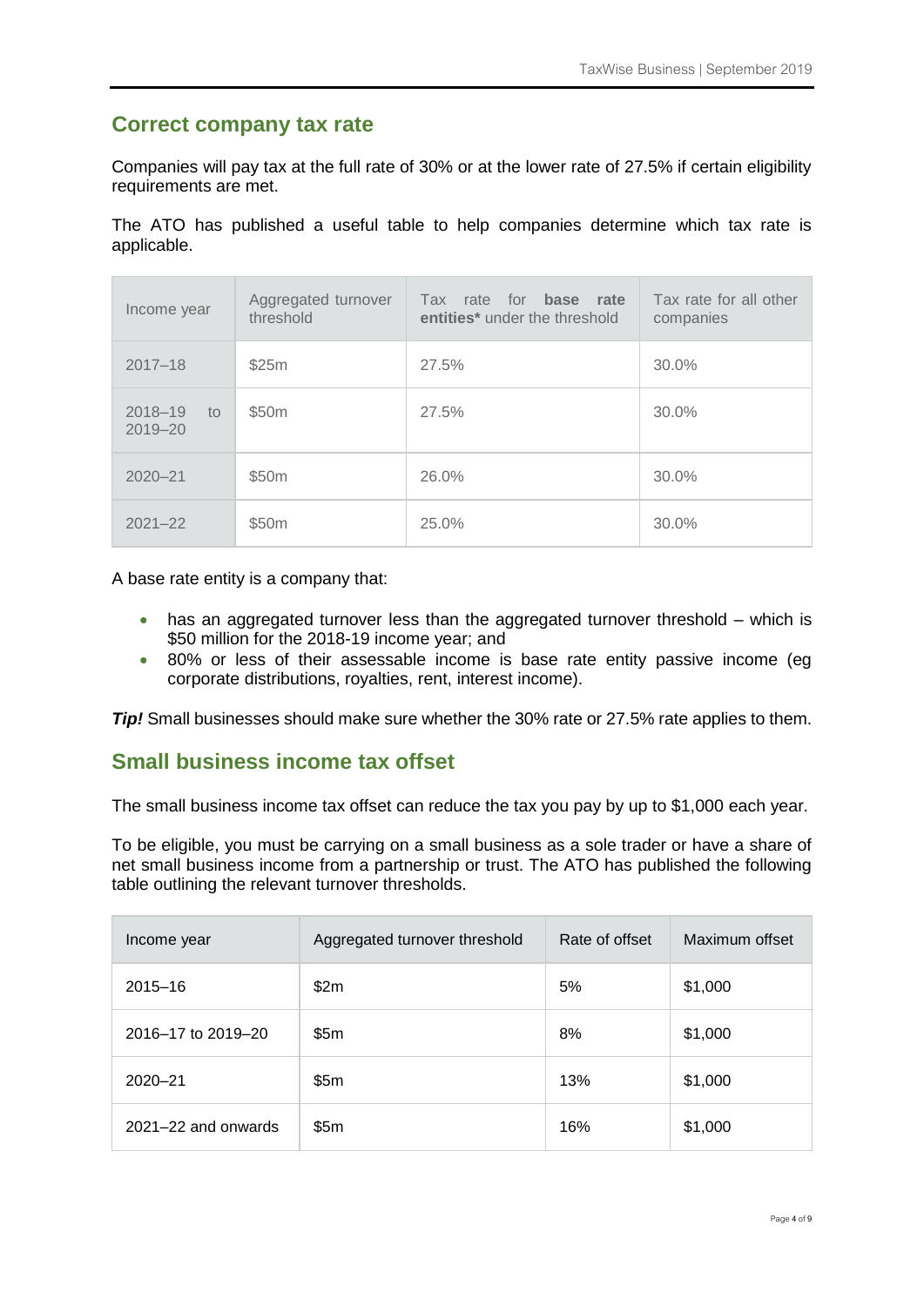## Correct company tax rate

Companies will pay tax at the full rate of 30% or at the lower rate of 27.5% if certain eligibility requirements are met.

The ATO has published a useful table to help companies determine which tax rate is applicable.

| Income year | Aggregated turnover threshold | Tax rate for **base rate entities*** under the threshold | Tax rate for all other companies |
|---|---|---|---|
| 2017–18 | $25m | 27.5% | 30.0% |
| 2018–19 to 2019–20 | $50m | 27.5% | 30.0% |
| 2020–21 | $50m | 26.0% | 30.0% |
| 2021–22 | $50m | 25.0% | 30.0% |

A base rate entity is a company that:

- has an aggregated turnover less than the aggregated turnover threshold – which is $50 million for the 2018-19 income year; and
- 80% or less of their assessable income is base rate entity passive income (eg corporate distributions, royalties, rent, interest income).

***Tip!*** Small businesses should make sure whether the 30% rate or 27.5% rate applies to them.

## Small business income tax offset

The small business income tax offset can reduce the tax you pay by up to $1,000 each year.

To be eligible, you must be carrying on a small business as a sole trader or have a share of net small business income from a partnership or trust. The ATO has published the following table outlining the relevant turnover thresholds.

| Income year | Aggregated turnover threshold | Rate of offset | Maximum offset |
|---|---|---|---|
| 2015–16 | $2m | 5% | $1,000 |
| 2016–17 to 2019–20 | $5m | 8% | $1,000 |
| 2020–21 | $5m | 13% | $1,000 |
| 2021–22 and onwards | $5m | 16% | $1,000 |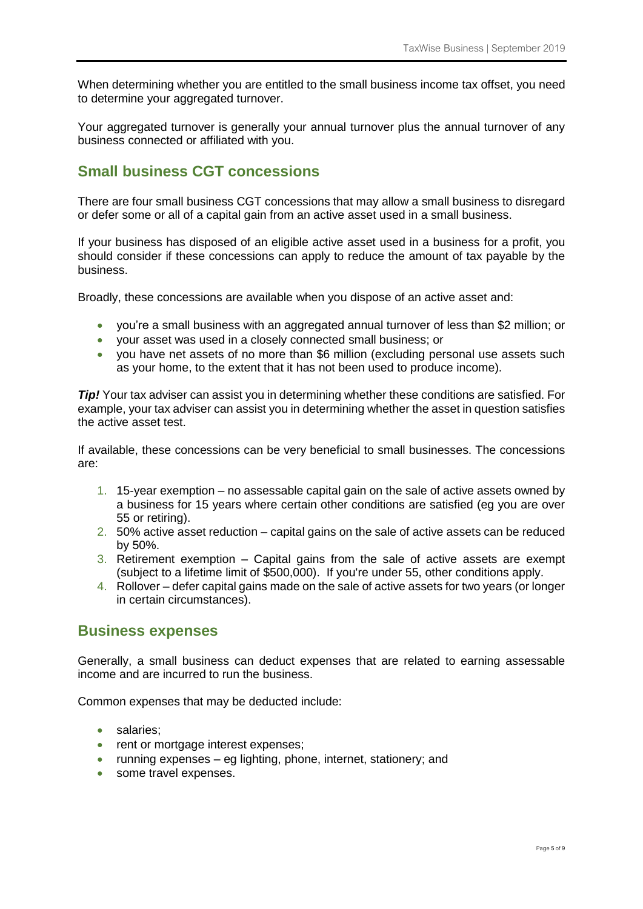When determining whether you are entitled to the small business income tax offset, you need to determine your aggregated turnover.

Your aggregated turnover is generally your annual turnover plus the annual turnover of any business connected or affiliated with you.

## Small business CGT concessions

There are four small business CGT concessions that may allow a small business to disregard or defer some or all of a capital gain from an active asset used in a small business.

If your business has disposed of an eligible active asset used in a business for a profit, you should consider if these concessions can apply to reduce the amount of tax payable by the business.

Broadly, these concessions are available when you dispose of an active asset and:

- you're a small business with an aggregated annual turnover of less than $2 million; or
- your asset was used in a closely connected small business; or
- you have net assets of no more than $6 million (excluding personal use assets such as your home, to the extent that it has not been used to produce income).

***Tip!*** Your tax adviser can assist you in determining whether these conditions are satisfied. For example, your tax adviser can assist you in determining whether the asset in question satisfies the active asset test.

If available, these concessions can be very beneficial to small businesses. The concessions are:

1. 15-year exemption – no assessable capital gain on the sale of active assets owned by a business for 15 years where certain other conditions are satisfied (eg you are over 55 or retiring).
2. 50% active asset reduction – capital gains on the sale of active assets can be reduced by 50%.
3. Retirement exemption – Capital gains from the sale of active assets are exempt (subject to a lifetime limit of $500,000). If you're under 55, other conditions apply.
4. Rollover – defer capital gains made on the sale of active assets for two years (or longer in certain circumstances).

## Business expenses

Generally, a small business can deduct expenses that are related to earning assessable income and are incurred to run the business.

Common expenses that may be deducted include:

- salaries;
- rent or mortgage interest expenses;
- running expenses – eg lighting, phone, internet, stationery; and
- some travel expenses.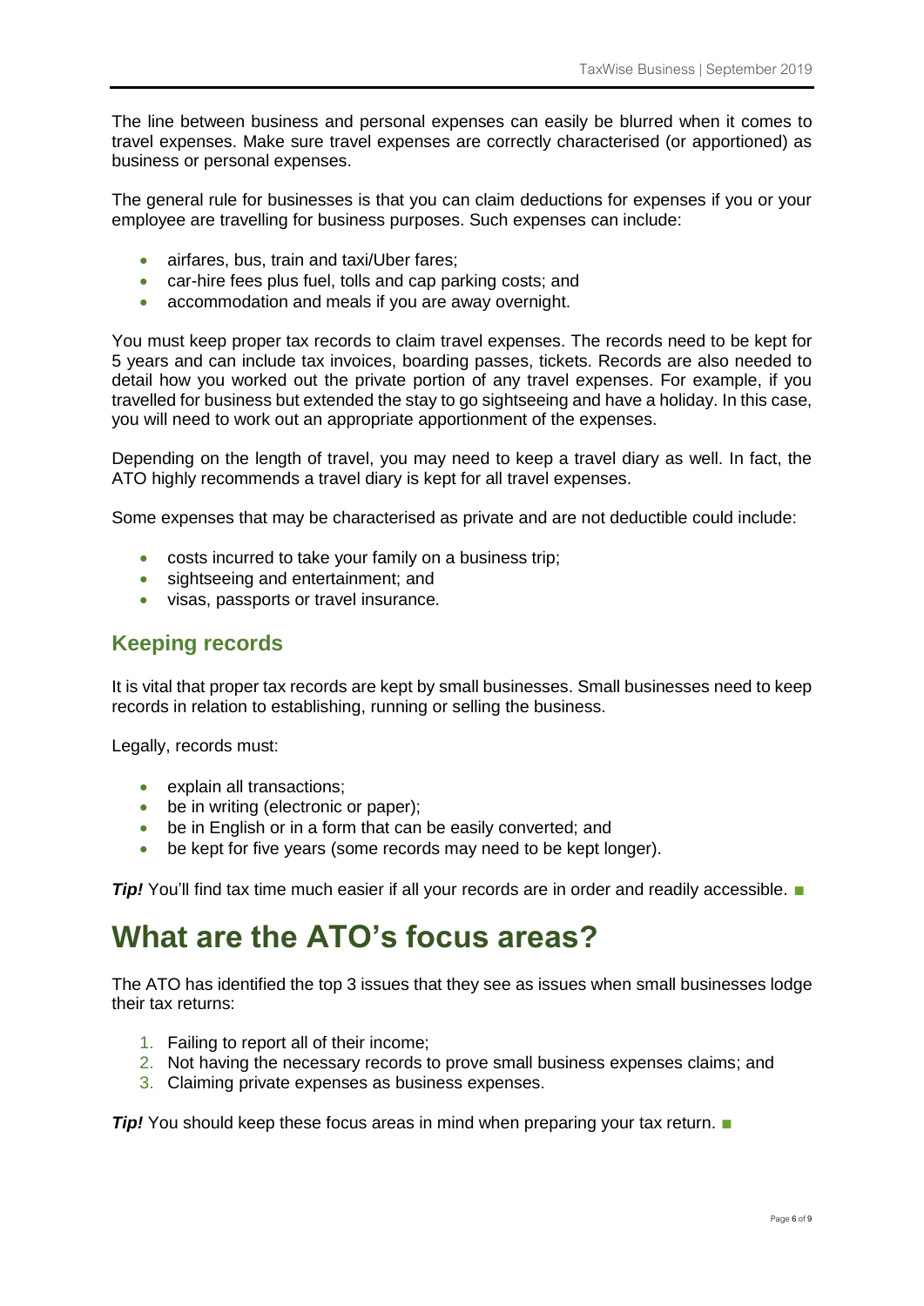The line between business and personal expenses can easily be blurred when it comes to travel expenses. Make sure travel expenses are correctly characterised (or apportioned) as business or personal expenses.

The general rule for businesses is that you can claim deductions for expenses if you or your employee are travelling for business purposes. Such expenses can include:

- airfares, bus, train and taxi/Uber fares;
- car-hire fees plus fuel, tolls and cap parking costs; and
- accommodation and meals if you are away overnight.

You must keep proper tax records to claim travel expenses. The records need to be kept for 5 years and can include tax invoices, boarding passes, tickets. Records are also needed to detail how you worked out the private portion of any travel expenses. For example, if you travelled for business but extended the stay to go sightseeing and have a holiday. In this case, you will need to work out an appropriate apportionment of the expenses.

Depending on the length of travel, you may need to keep a travel diary as well. In fact, the ATO highly recommends a travel diary is kept for all travel expenses.

Some expenses that may be characterised as private and are not deductible could include:

- costs incurred to take your family on a business trip;
- sightseeing and entertainment; and
- visas, passports or travel insurance.

## Keeping records

It is vital that proper tax records are kept by small businesses. Small businesses need to keep records in relation to establishing, running or selling the business.

Legally, records must:

- explain all transactions;
- be in writing (electronic or paper);
- be in English or in a form that can be easily converted; and
- be kept for five years (some records may need to be kept longer).

***Tip!*** You'll find tax time much easier if all your records are in order and readily accessible. ■

# What are the ATO's focus areas?

The ATO has identified the top 3 issues that they see as issues when small businesses lodge their tax returns:

1. Failing to report all of their income;
2. Not having the necessary records to prove small business expenses claims; and
3. Claiming private expenses as business expenses.

***Tip!*** You should keep these focus areas in mind when preparing your tax return. ■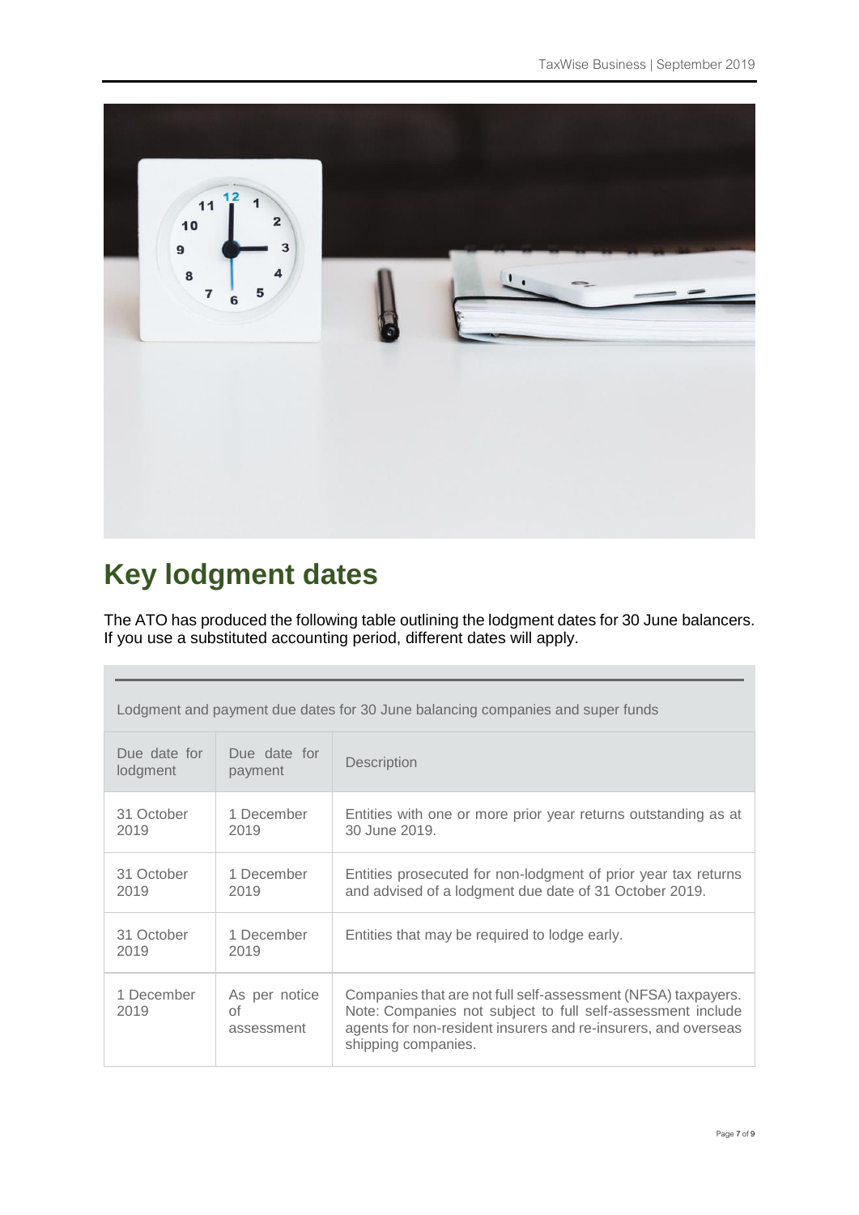# Key lodgment dates

The ATO has produced the following table outlining the lodgment dates for 30 June balancers. If you use a substituted accounting period, different dates will apply.

Lodgment and payment due dates for 30 June balancing companies and super funds

| Due date for lodgment | Due date for payment | Description |
|---|---|---|
| 31 October 2019 | 1 December 2019 | Entities with one or more prior year returns outstanding as at 30 June 2019. |
| 31 October 2019 | 1 December 2019 | Entities prosecuted for non-lodgment of prior year tax returns and advised of a lodgment due date of 31 October 2019. |
| 31 October 2019 | 1 December 2019 | Entities that may be required to lodge early. |
| 1 December 2019 | As per notice of assessment | Companies that are not full self-assessment (NFSA) taxpayers. Note: Companies not subject to full self-assessment include agents for non-resident insurers and re-insurers, and overseas shipping companies. |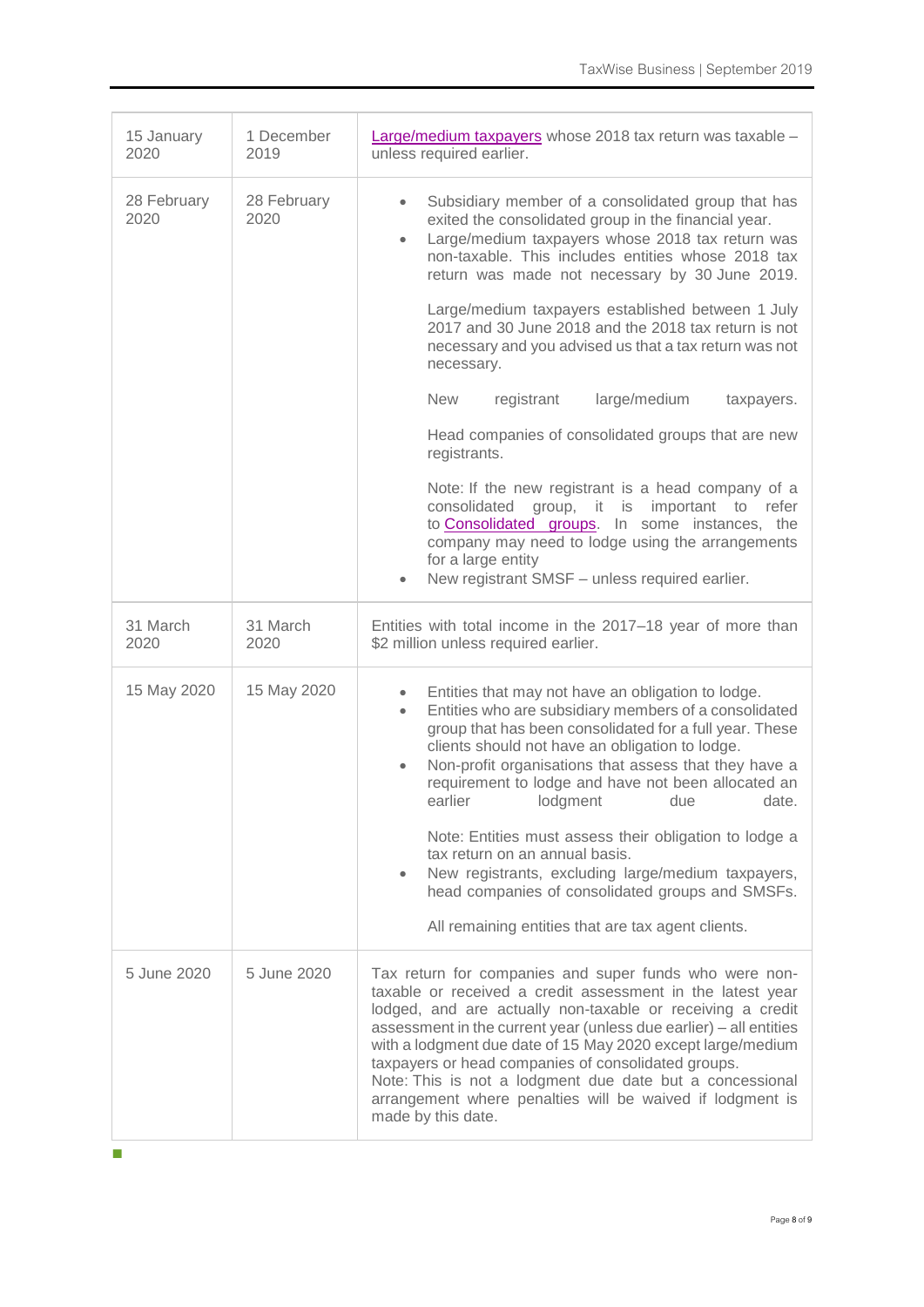| | | |
|---|---|---|
| 15 January 2020 | 1 December 2019 | Large/medium taxpayers whose 2018 tax return was taxable – unless required earlier. |
| 28 February 2020 | 28 February 2020 | • Subsidiary member of a consolidated group that has exited the consolidated group in the financial year.<br>• Large/medium taxpayers whose 2018 tax return was non-taxable. This includes entities whose 2018 tax return was made not necessary by 30 June 2019.<br><br>Large/medium taxpayers established between 1 July 2017 and 30 June 2018 and the 2018 tax return is not necessary and you advised us that a tax return was not necessary.<br><br>New registrant large/medium taxpayers.<br><br>Head companies of consolidated groups that are new registrants.<br><br>Note: If the new registrant is a head company of a consolidated group, it is important to refer to Consolidated groups. In some instances, the company may need to lodge using the arrangements for a large entity<br>• New registrant SMSF – unless required earlier. |
| 31 March 2020 | 31 March 2020 | Entities with total income in the 2017–18 year of more than $2 million unless required earlier. |
| 15 May 2020 | 15 May 2020 | • Entities that may not have an obligation to lodge.<br>• Entities who are subsidiary members of a consolidated group that has been consolidated for a full year. These clients should not have an obligation to lodge.<br>• Non-profit organisations that assess that they have a requirement to lodge and have not been allocated an earlier lodgment due date.<br><br>Note: Entities must assess their obligation to lodge a tax return on an annual basis.<br>• New registrants, excluding large/medium taxpayers, head companies of consolidated groups and SMSFs.<br><br>All remaining entities that are tax agent clients. |
| 5 June 2020 | 5 June 2020 | Tax return for companies and super funds who were non-taxable or received a credit assessment in the latest year lodged, and are actually non-taxable or receiving a credit assessment in the current year (unless due earlier) – all entities with a lodgment due date of 15 May 2020 except large/medium taxpayers or head companies of consolidated groups.<br>Note: This is not a lodgment due date but a concessional arrangement where penalties will be waived if lodgment is made by this date. |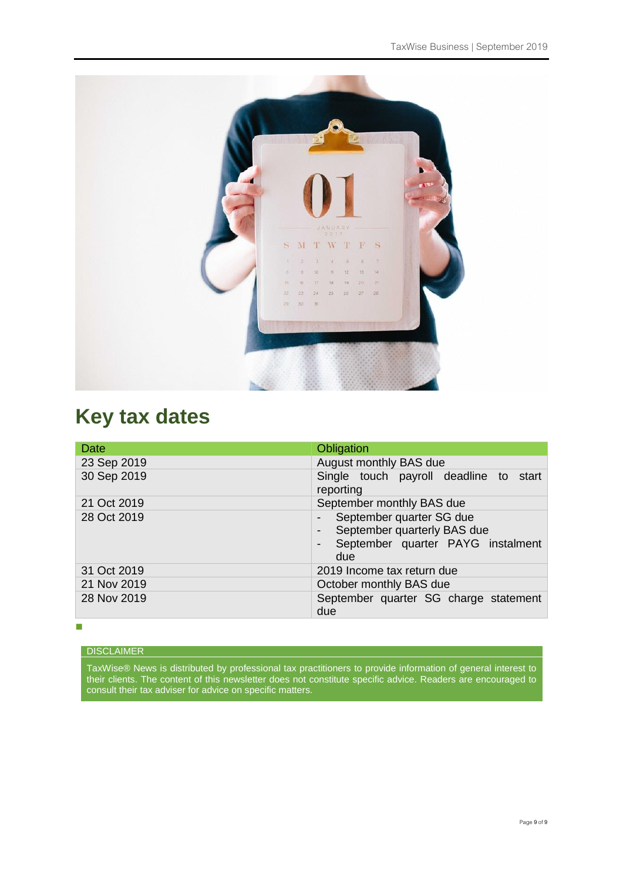# Key tax dates

| Date | Obligation |
|---|---|
| 23 Sep 2019 | August monthly BAS due |
| 30 Sep 2019 | Single touch payroll deadline to start reporting |
| 21 Oct 2019 | September monthly BAS due |
| 28 Oct 2019 | - September quarter SG due<br>- September quarterly BAS due<br>- September quarter PAYG instalment due |
| 31 Oct 2019 | 2019 Income tax return due |
| 21 Nov 2019 | October monthly BAS due |
| 28 Nov 2019 | September quarter SG charge statement due |

DISCLAIMER

TaxWise® News is distributed by professional tax practitioners to provide information of general interest to their clients. The content of this newsletter does not constitute specific advice. Readers are encouraged to consult their tax adviser for advice on specific matters.